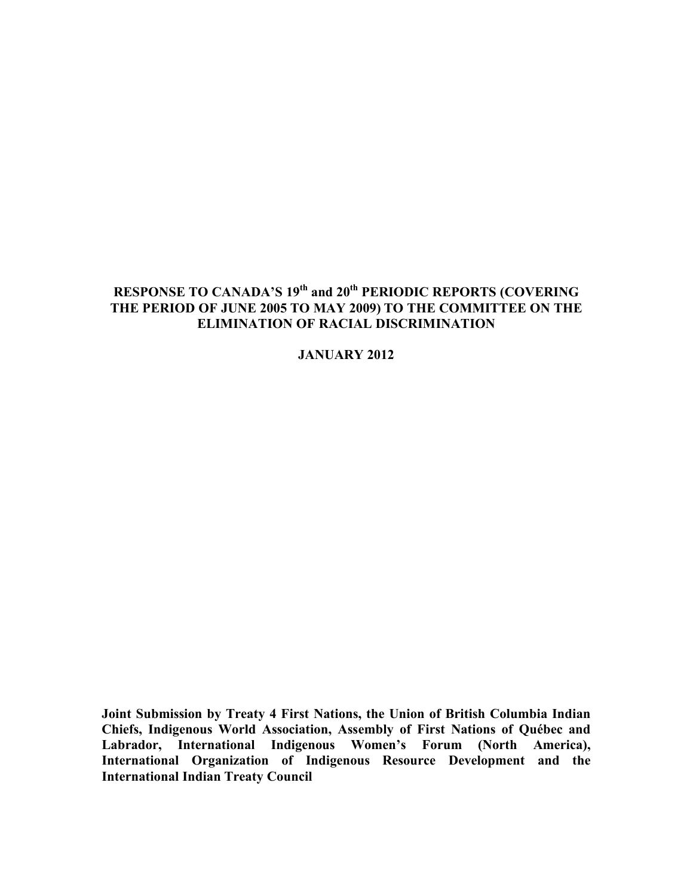# RESPONSE TO CANADA'S 19th and 20th PERIODIC REPORTS (COVERING THE PERIOD OF JUNE 2005 TO MAY 2009) TO THE COMMITTEE ON THE ELIMINATION OF RACIAL DISCRIMINATION

**JANUARY 2012**

**Joint Submission by Treaty 4 First Nations, the Union of British Columbia Indian Chiefs, Indigenous World Association, Assembly of First Nations of Québec and Labrador, International Indigenous Women's Forum (North America), International Organization of Indigenous Resource Development and the International Indian Treaty Council**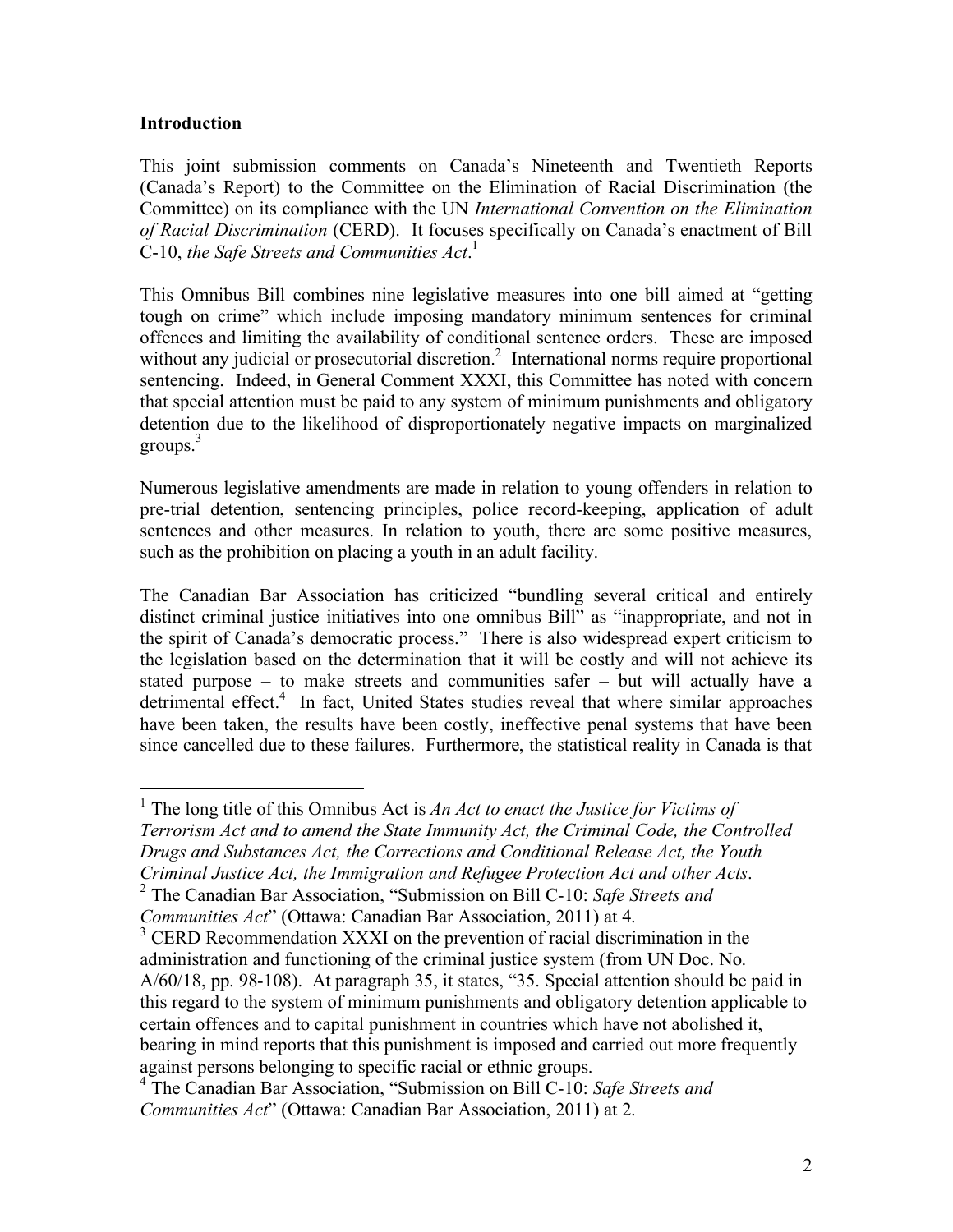**Introduction**

This joint submission comments on Canada's Nineteenth and Twentieth Reports (Canada's Report) to the Committee on the Elimination of Racial Discrimination (the Committee) on its compliance with the UN *International Convention on the Elimination of Racial Discrimination* (CERD). It focuses specifically on Canada's enactment of Bill C-10, *the Safe Streets and Communities Act*.[1]

This Omnibus Bill combines nine legislative measures into one bill aimed at "getting tough on crime" which include imposing mandatory minimum sentences for criminal offences and limiting the availability of conditional sentence orders. These are imposed without any judicial or prosecutorial discretion.[2] International norms require proportional sentencing. Indeed, in General Comment XXXI, this Committee has noted with concern that special attention must be paid to any system of minimum punishments and obligatory detention due to the likelihood of disproportionately negative impacts on marginalized groups.[3]

Numerous legislative amendments are made in relation to young offenders in relation to pre-trial detention, sentencing principles, police record-keeping, application of adult sentences and other measures. In relation to youth, there are some positive measures, such as the prohibition on placing a youth in an adult facility.

The Canadian Bar Association has criticized "bundling several critical and entirely distinct criminal justice initiatives into one omnibus Bill" as "inappropriate, and not in the spirit of Canada's democratic process." There is also widespread expert criticism to the legislation based on the determination that it will be costly and will not achieve its stated purpose – to make streets and communities safer – but will actually have a detrimental effect.[4] In fact, United States studies reveal that where similar approaches have been taken, the results have been costly, ineffective penal systems that have been since cancelled due to these failures. Furthermore, the statistical reality in Canada is that

---

[1] The long title of this Omnibus Act is *An Act to enact the Justice for Victims of Terrorism Act and to amend the State Immunity Act, the Criminal Code, the Controlled Drugs and Substances Act, the Corrections and Conditional Release Act, the Youth Criminal Justice Act, the Immigration and Refugee Protection Act and other Acts*.

[2] The Canadian Bar Association, "Submission on Bill C-10: *Safe Streets and Communities Act*" (Ottawa: Canadian Bar Association, 2011) at 4.

[3] CERD Recommendation XXXI on the prevention of racial discrimination in the administration and functioning of the criminal justice system (from UN Doc. No. A/60/18, pp. 98-108). At paragraph 35, it states, "35. Special attention should be paid in this regard to the system of minimum punishments and obligatory detention applicable to certain offences and to capital punishment in countries which have not abolished it, bearing in mind reports that this punishment is imposed and carried out more frequently against persons belonging to specific racial or ethnic groups.

[4] The Canadian Bar Association, "Submission on Bill C-10: *Safe Streets and Communities Act*" (Ottawa: Canadian Bar Association, 2011) at 2.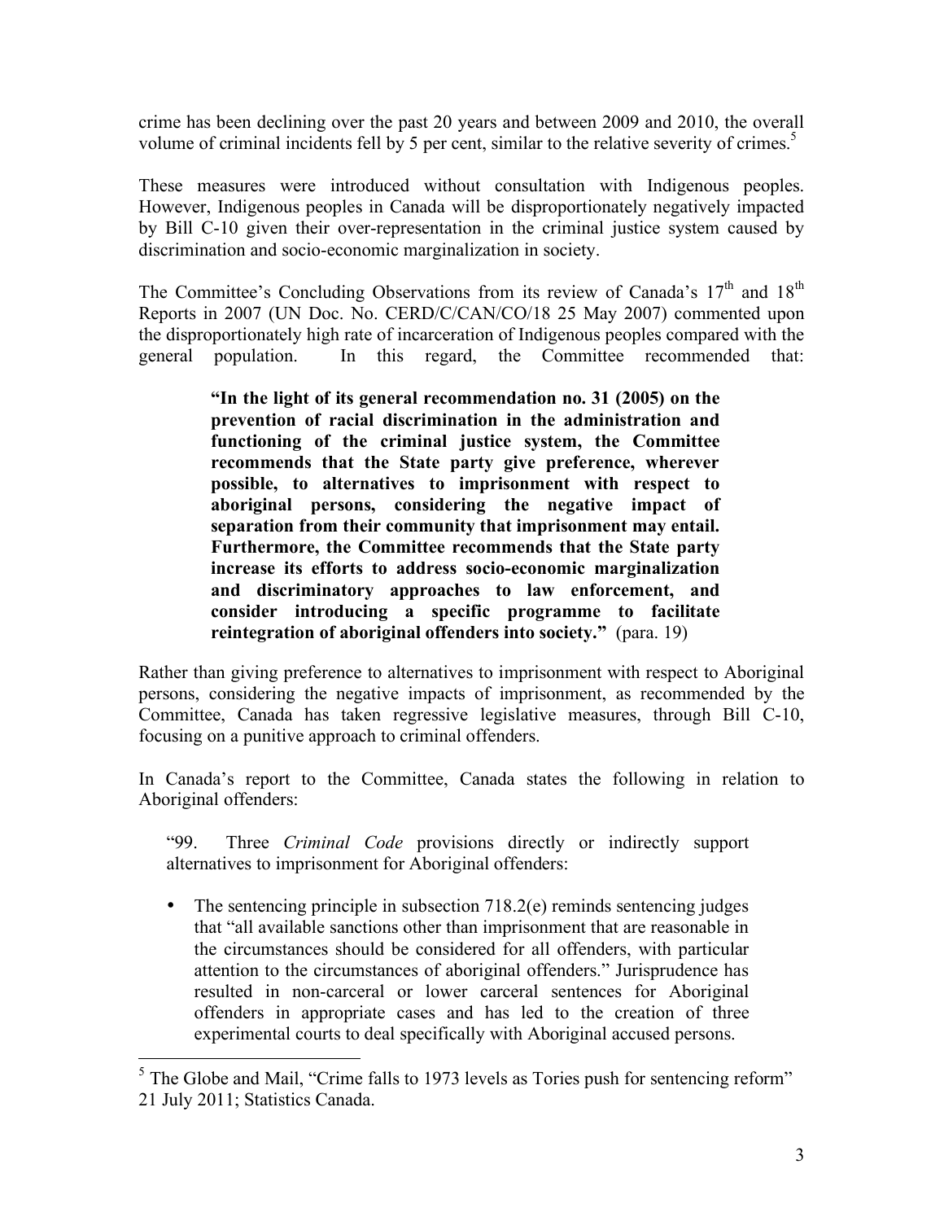crime has been declining over the past 20 years and between 2009 and 2010, the overall volume of criminal incidents fell by 5 per cent, similar to the relative severity of crimes.[5]

These measures were introduced without consultation with Indigenous peoples. However, Indigenous peoples in Canada will be disproportionately negatively impacted by Bill C-10 given their over-representation in the criminal justice system caused by discrimination and socio-economic marginalization in society.

The Committee's Concluding Observations from its review of Canada's 17th and 18th Reports in 2007 (UN Doc. No. CERD/C/CAN/CO/18 25 May 2007) commented upon the disproportionately high rate of incarceration of Indigenous peoples compared with the general population. In this regard, the Committee recommended that:

> **"In the light of its general recommendation no. 31 (2005) on the prevention of racial discrimination in the administration and functioning of the criminal justice system, the Committee recommends that the State party give preference, wherever possible, to alternatives to imprisonment with respect to aboriginal persons, considering the negative impact of separation from their community that imprisonment may entail. Furthermore, the Committee recommends that the State party increase its efforts to address socio-economic marginalization and discriminatory approaches to law enforcement, and consider introducing a specific programme to facilitate reintegration of aboriginal offenders into society."** (para. 19)

Rather than giving preference to alternatives to imprisonment with respect to Aboriginal persons, considering the negative impacts of imprisonment, as recommended by the Committee, Canada has taken regressive legislative measures, through Bill C-10, focusing on a punitive approach to criminal offenders.

In Canada's report to the Committee, Canada states the following in relation to Aboriginal offenders:

> "99. Three *Criminal Code* provisions directly or indirectly support alternatives to imprisonment for Aboriginal offenders:
>
> - The sentencing principle in subsection 718.2(e) reminds sentencing judges that "all available sanctions other than imprisonment that are reasonable in the circumstances should be considered for all offenders, with particular attention to the circumstances of aboriginal offenders." Jurisprudence has resulted in non-carceral or lower carceral sentences for Aboriginal offenders in appropriate cases and has led to the creation of three experimental courts to deal specifically with Aboriginal accused persons.

---

[5] The Globe and Mail, "Crime falls to 1973 levels as Tories push for sentencing reform" 21 July 2011; Statistics Canada.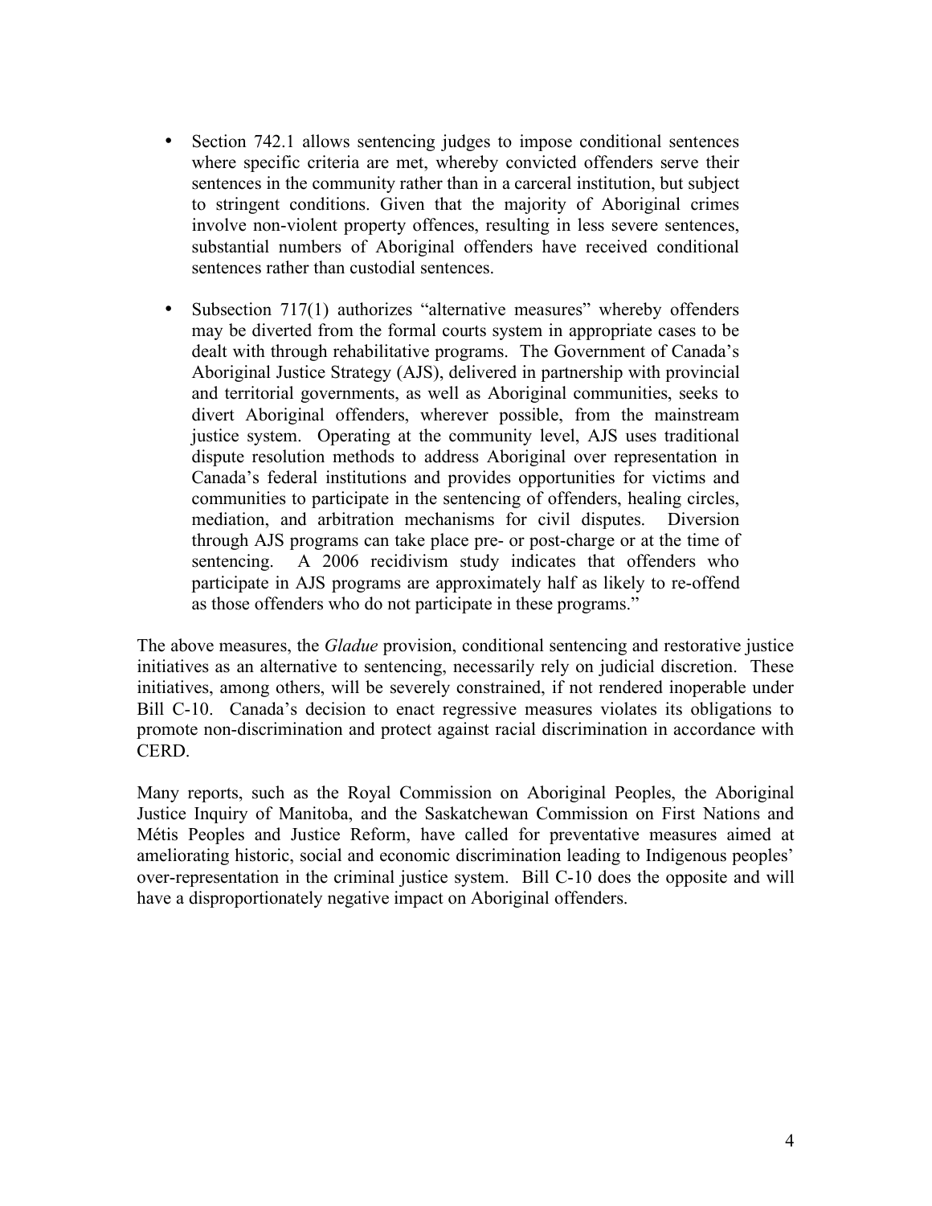- Section 742.1 allows sentencing judges to impose conditional sentences where specific criteria are met, whereby convicted offenders serve their sentences in the community rather than in a carceral institution, but subject to stringent conditions. Given that the majority of Aboriginal crimes involve non-violent property offences, resulting in less severe sentences, substantial numbers of Aboriginal offenders have received conditional sentences rather than custodial sentences.

- Subsection 717(1) authorizes "alternative measures" whereby offenders may be diverted from the formal courts system in appropriate cases to be dealt with through rehabilitative programs. The Government of Canada's Aboriginal Justice Strategy (AJS), delivered in partnership with provincial and territorial governments, as well as Aboriginal communities, seeks to divert Aboriginal offenders, wherever possible, from the mainstream justice system. Operating at the community level, AJS uses traditional dispute resolution methods to address Aboriginal over representation in Canada's federal institutions and provides opportunities for victims and communities to participate in the sentencing of offenders, healing circles, mediation, and arbitration mechanisms for civil disputes. Diversion through AJS programs can take place pre- or post-charge or at the time of sentencing. A 2006 recidivism study indicates that offenders who participate in AJS programs are approximately half as likely to re-offend as those offenders who do not participate in these programs."

The above measures, the *Gladue* provision, conditional sentencing and restorative justice initiatives as an alternative to sentencing, necessarily rely on judicial discretion. These initiatives, among others, will be severely constrained, if not rendered inoperable under Bill C-10. Canada's decision to enact regressive measures violates its obligations to promote non-discrimination and protect against racial discrimination in accordance with CERD.

Many reports, such as the Royal Commission on Aboriginal Peoples, the Aboriginal Justice Inquiry of Manitoba, and the Saskatchewan Commission on First Nations and Métis Peoples and Justice Reform, have called for preventative measures aimed at ameliorating historic, social and economic discrimination leading to Indigenous peoples' over-representation in the criminal justice system. Bill C-10 does the opposite and will have a disproportionately negative impact on Aboriginal offenders.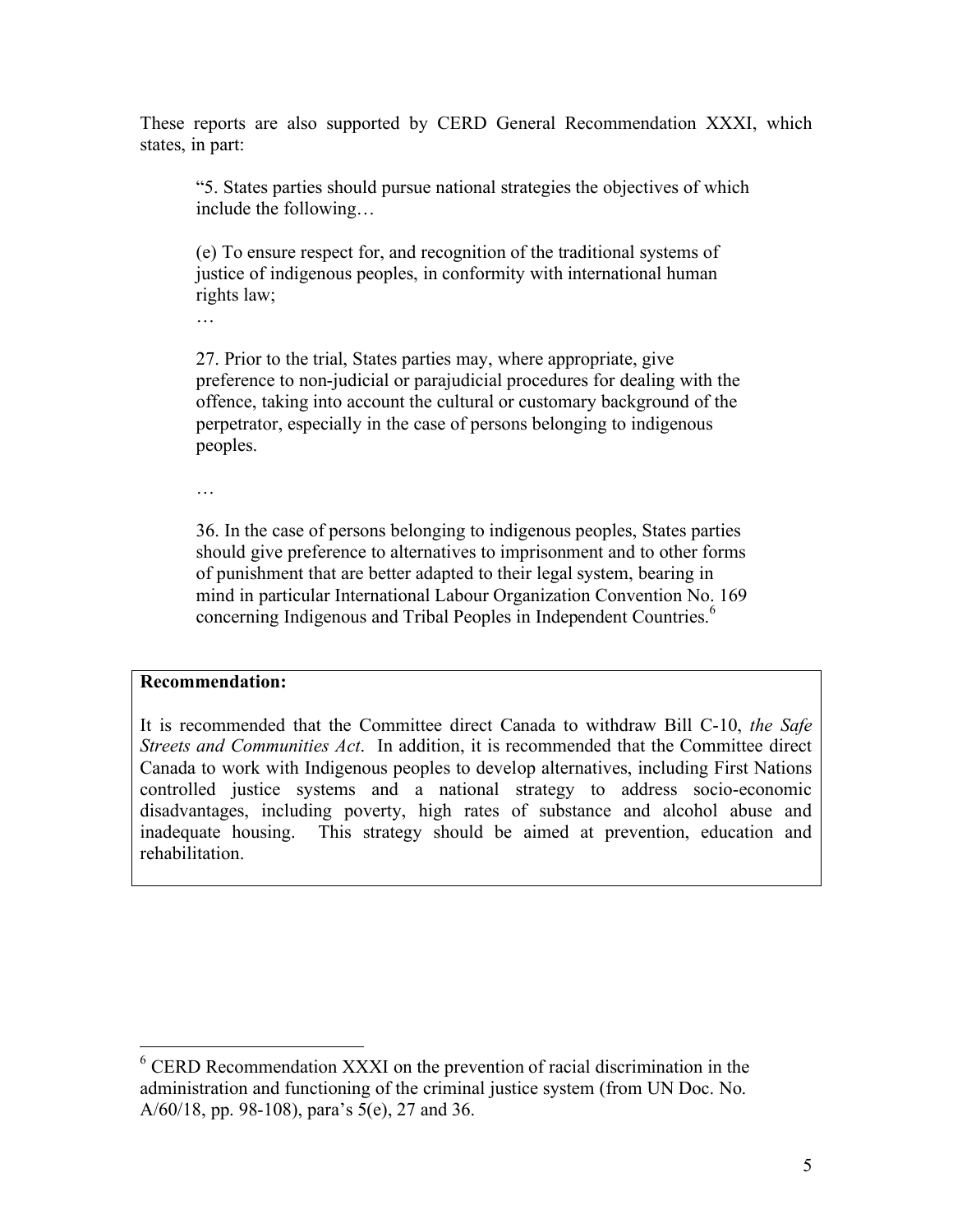These reports are also supported by CERD General Recommendation XXXI, which states, in part:

> "5. States parties should pursue national strategies the objectives of which include the following…
>
> (e) To ensure respect for, and recognition of the traditional systems of justice of indigenous peoples, in conformity with international human rights law;
>
> …
>
> 27. Prior to the trial, States parties may, where appropriate, give preference to non-judicial or parajudicial procedures for dealing with the offence, taking into account the cultural or customary background of the perpetrator, especially in the case of persons belonging to indigenous peoples.
>
> …
>
> 36. In the case of persons belonging to indigenous peoples, States parties should give preference to alternatives to imprisonment and to other forms of punishment that are better adapted to their legal system, bearing in mind in particular International Labour Organization Convention No. 169 concerning Indigenous and Tribal Peoples in Independent Countries.[6]

**Recommendation:**

It is recommended that the Committee direct Canada to withdraw Bill C-10, *the Safe Streets and Communities Act*. In addition, it is recommended that the Committee direct Canada to work with Indigenous peoples to develop alternatives, including First Nations controlled justice systems and a national strategy to address socio-economic disadvantages, including poverty, high rates of substance and alcohol abuse and inadequate housing. This strategy should be aimed at prevention, education and rehabilitation.

---

[6] CERD Recommendation XXXI on the prevention of racial discrimination in the administration and functioning of the criminal justice system (from UN Doc. No. A/60/18, pp. 98-108), para's 5(e), 27 and 36.